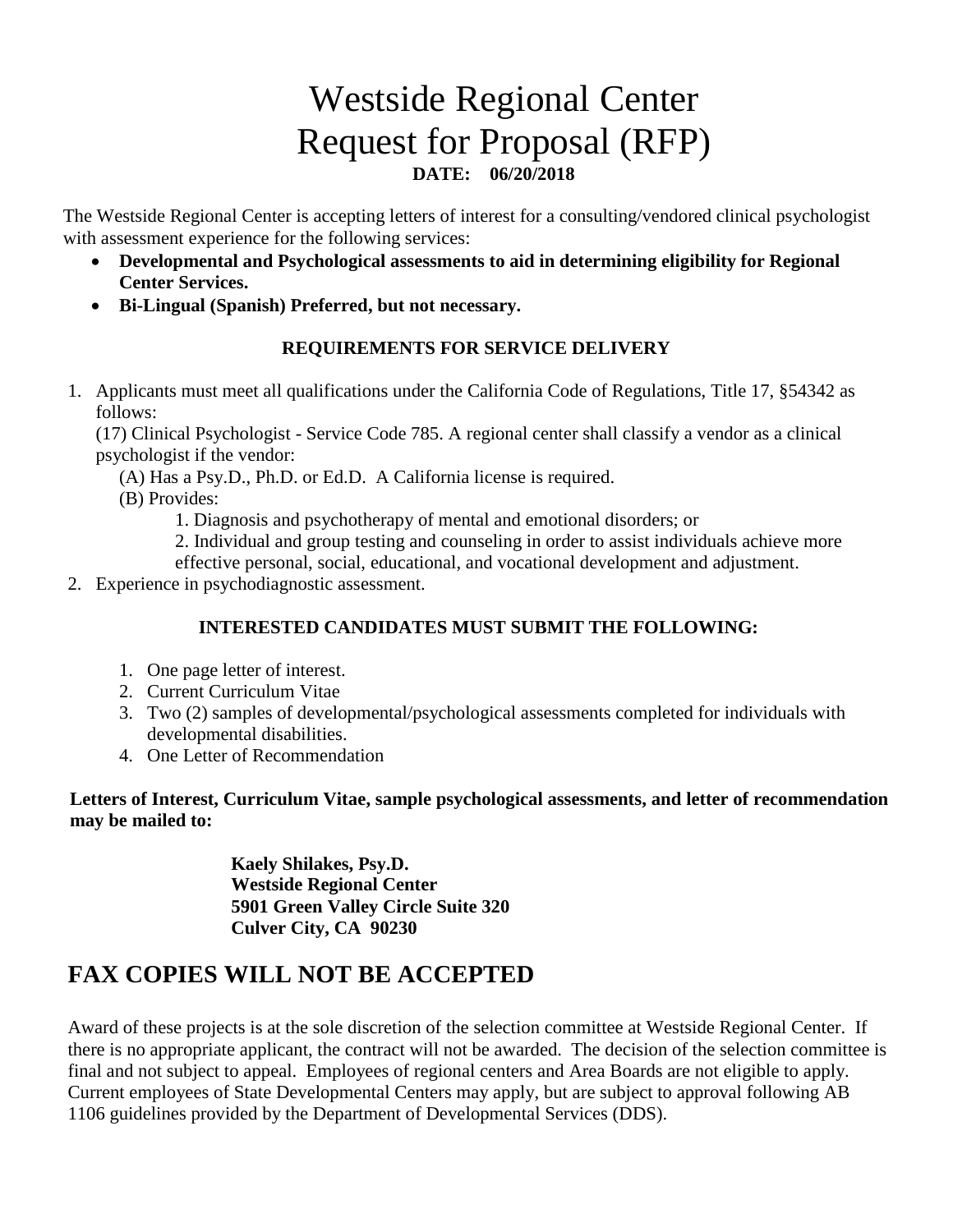# Westside Regional Center
# Request for Proposal (RFP)

**DATE: 06/20/2018**

The Westside Regional Center is accepting letters of interest for a consulting/vendored clinical psychologist with assessment experience for the following services:

- **Developmental and Psychological assessments to aid in determining eligibility for Regional Center Services.**
- **Bi-Lingual (Spanish) Preferred, but not necessary.**

### REQUIREMENTS FOR SERVICE DELIVERY

1. Applicants must meet all qualifications under the California Code of Regulations, Title 17, §54342 as follows:
   (17) Clinical Psychologist - Service Code 785. A regional center shall classify a vendor as a clinical psychologist if the vendor:
   (A) Has a Psy.D., Ph.D. or Ed.D. A California license is required.
   (B) Provides:
   1. Diagnosis and psychotherapy of mental and emotional disorders; or
   2. Individual and group testing and counseling in order to assist individuals achieve more effective personal, social, educational, and vocational development and adjustment.
2. Experience in psychodiagnostic assessment.

### INTERESTED CANDIDATES MUST SUBMIT THE FOLLOWING:

1. One page letter of interest.
2. Current Curriculum Vitae
3. Two (2) samples of developmental/psychological assessments completed for individuals with developmental disabilities.
4. One Letter of Recommendation

**Letters of Interest, Curriculum Vitae, sample psychological assessments, and letter of recommendation may be mailed to:**

**Kaely Shilakes, Psy.D.**
**Westside Regional Center**
**5901 Green Valley Circle Suite 320**
**Culver City, CA 90230**

## FAX COPIES WILL NOT BE ACCEPTED

Award of these projects is at the sole discretion of the selection committee at Westside Regional Center. If there is no appropriate applicant, the contract will not be awarded. The decision of the selection committee is final and not subject to appeal. Employees of regional centers and Area Boards are not eligible to apply. Current employees of State Developmental Centers may apply, but are subject to approval following AB 1106 guidelines provided by the Department of Developmental Services (DDS).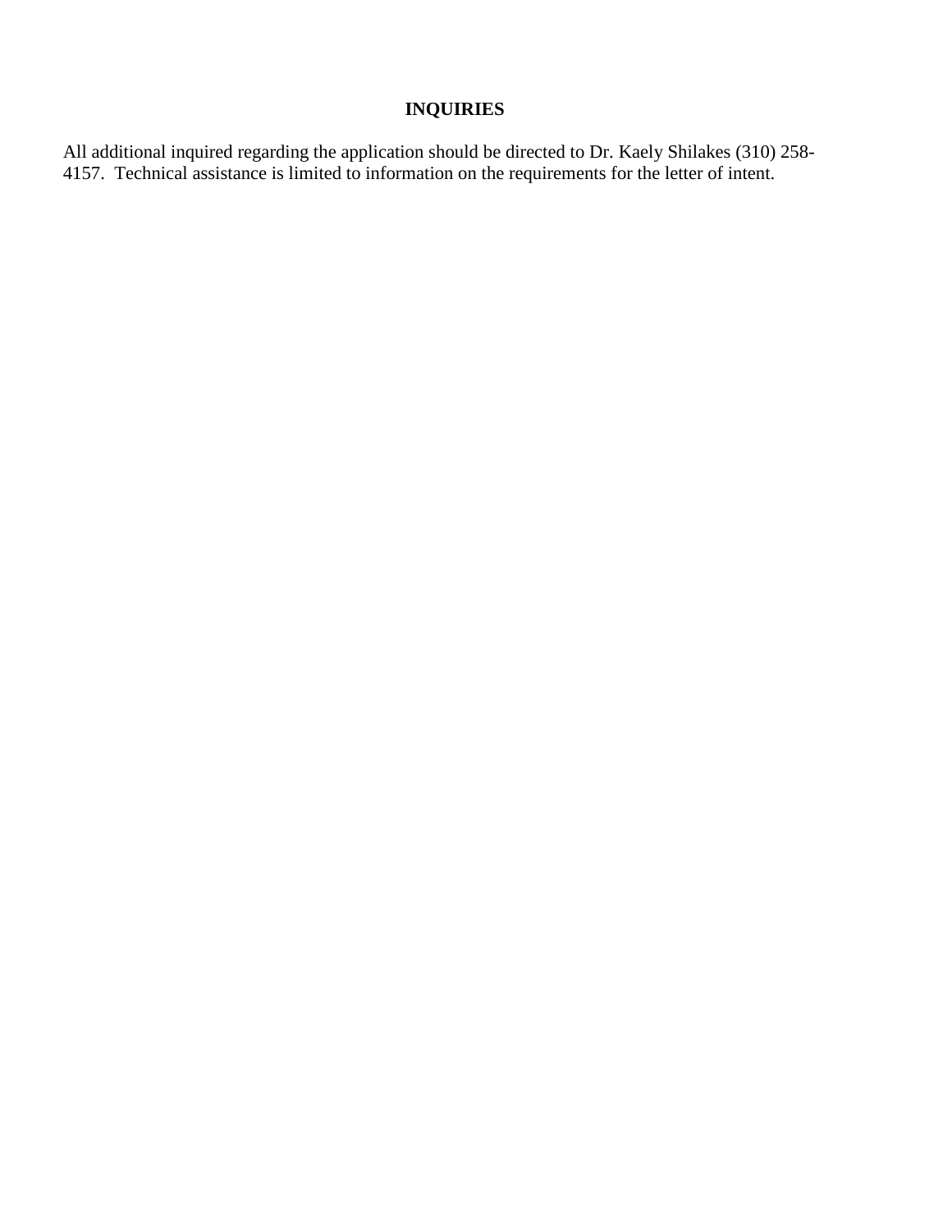## INQUIRIES

All additional inquired regarding the application should be directed to Dr. Kaely Shilakes (310) 258-4157. Technical assistance is limited to information on the requirements for the letter of intent.